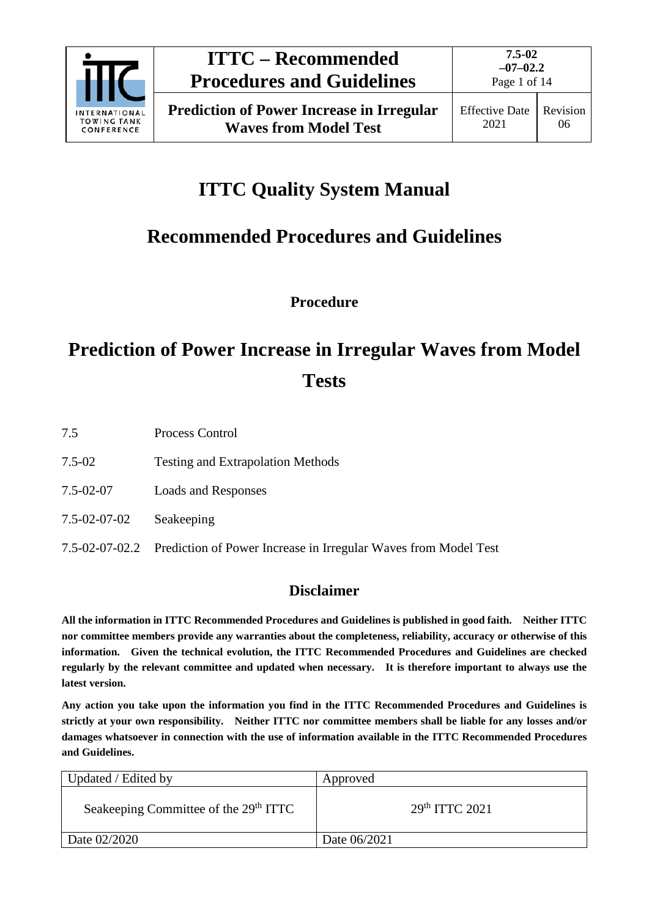# ITTC Quality System Manual

## Recommended Procedures and Guidelines

### Procedure

# Prediction of Power Increase in Irregular Waves from Model Tests

| | |
|---|---|
| 7.5 | Process Control |
| 7.5-02 | Testing and Extrapolation Methods |
| 7.5-02-07 | Loads and Responses |
| 7.5-02-07-02 | Seakeeping |
| 7.5-02-07-02.2 | Prediction of Power Increase in Irregular Waves from Model Test |

### Disclaimer

**All the information in ITTC Recommended Procedures and Guidelines is published in good faith. Neither ITTC nor committee members provide any warranties about the completeness, reliability, accuracy or otherwise of this information. Given the technical evolution, the ITTC Recommended Procedures and Guidelines are checked regularly by the relevant committee and updated when necessary. It is therefore important to always use the latest version.**

**Any action you take upon the information you find in the ITTC Recommended Procedures and Guidelines is strictly at your own responsibility. Neither ITTC nor committee members shall be liable for any losses and/or damages whatsoever in connection with the use of information available in the ITTC Recommended Procedures and Guidelines.**

| Updated / Edited by | Approved |
|---|---|
| Seakeeping Committee of the 29th ITTC | 29th ITTC 2021 |
| Date 02/2020 | Date 06/2021 |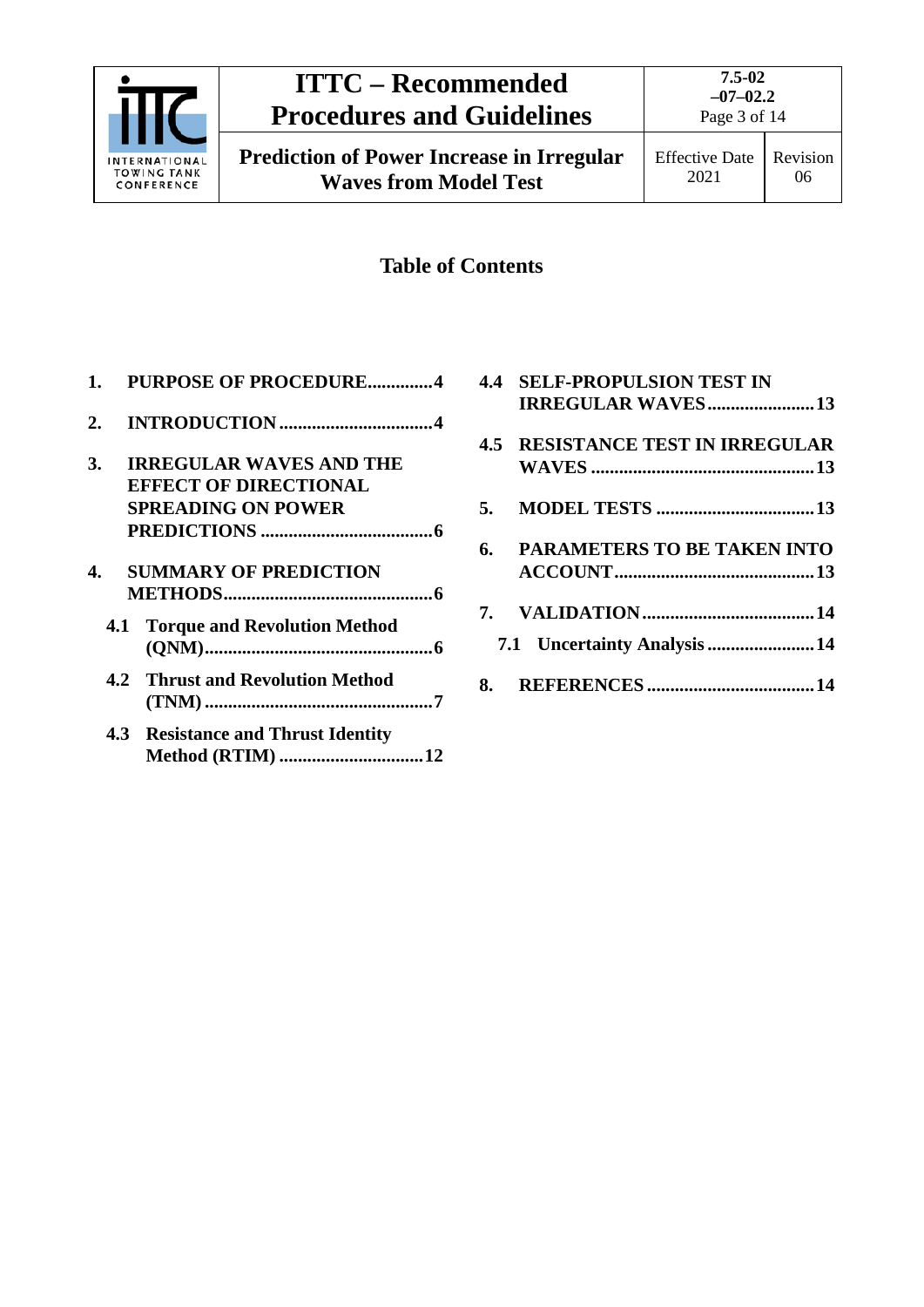## Table of Contents

1. PURPOSE OF PROCEDURE .............. 4
2. INTRODUCTION ................................. 4
3. IRREGULAR WAVES AND THE EFFECT OF DIRECTIONAL SPREADING ON POWER PREDICTIONS ..................................... 6
4. SUMMARY OF PREDICTION METHODS ............................................. 6
   - 4.1 Torque and Revolution Method (QNM) ................................................. 6
   - 4.2 Thrust and Revolution Method (TNM) ................................................. 7
   - 4.3 Resistance and Thrust Identity Method (RTIM) ............................... 12
   - 4.4 SELF-PROPULSION TEST IN IRREGULAR WAVES ....................... 13
   - 4.5 RESISTANCE TEST IN IRREGULAR WAVES ............................................... 13
5. MODEL TESTS .................................. 13
6. PARAMETERS TO BE TAKEN INTO ACCOUNT ........................................... 13
7. VALIDATION ..................................... 14
   - 7.1 Uncertainty Analysis ....................... 14
8. REFERENCES .................................... 14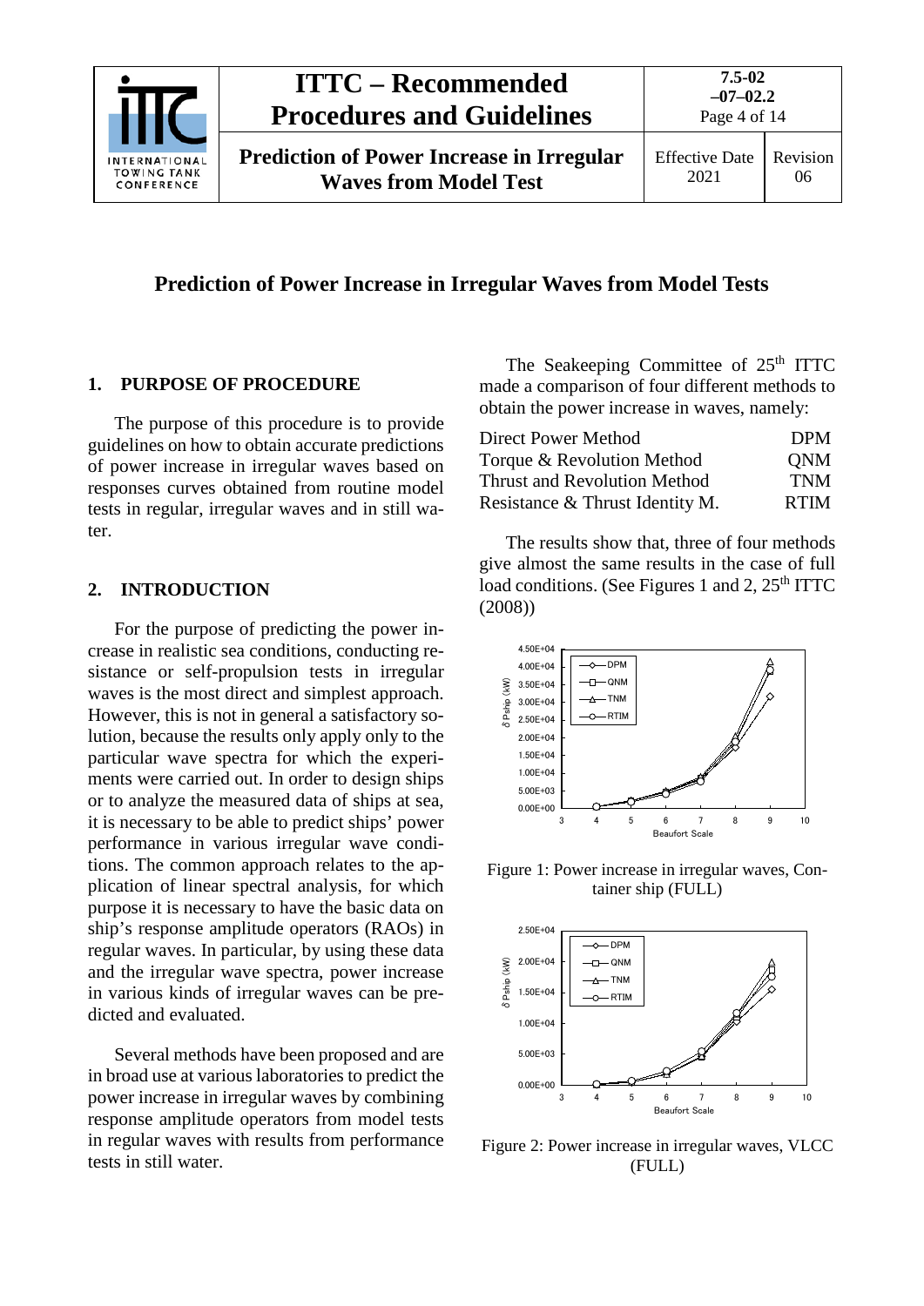# Prediction of Power Increase in Irregular Waves from Model Tests

## 1. PURPOSE OF PROCEDURE

The purpose of this procedure is to provide guidelines on how to obtain accurate predictions of power increase in irregular waves based on responses curves obtained from routine model tests in regular, irregular waves and in still water.

## 2. INTRODUCTION

For the purpose of predicting the power increase in realistic sea conditions, conducting resistance or self-propulsion tests in irregular waves is the most direct and simplest approach. However, this is not in general a satisfactory solution, because the results only apply only to the particular wave spectra for which the experiments were carried out. In order to design ships or to analyze the measured data of ships at sea, it is necessary to be able to predict ships' power performance in various irregular wave conditions. The common approach relates to the application of linear spectral analysis, for which purpose it is necessary to have the basic data on ship's response amplitude operators (RAOs) in regular waves. In particular, by using these data and the irregular wave spectra, power increase in various kinds of irregular waves can be predicted and evaluated.

Several methods have been proposed and are in broad use at various laboratories to predict the power increase in irregular waves by combining response amplitude operators from model tests in regular waves with results from performance tests in still water.

The Seakeeping Committee of 25th ITTC made a comparison of four different methods to obtain the power increase in waves, namely:

| | |
|---|---|
| Direct Power Method | DPM |
| Torque & Revolution Method | QNM |
| Thrust and Revolution Method | TNM |
| Resistance & Thrust Identity M. | RTIM |

The results show that, three of four methods give almost the same results in the case of full load conditions. (See Figures 1 and 2, 25th ITTC (2008))

δ Pship (kW)
4.50E+04
4.00E+04
3.50E+04
3.00E+04
2.50E+04
2.00E+04
1.50E+04
1.00E+04
5.00E+03
0.00E+00
3 4 5 6 7 8 9 10
Beaufort Scale
DPM
QNM
TNM
RTIM

Figure 1: Power increase in irregular waves, Container ship (FULL)

δ Pship (kW)
2.50E+04
2.00E+04
1.50E+04
1.00E+04
5.00E+03
0.00E+00
3 4 5 6 7 8 9 10
Beaufort Scale
DPM
QNM
TNM
RTIM

Figure 2: Power increase in irregular waves, VLCC (FULL)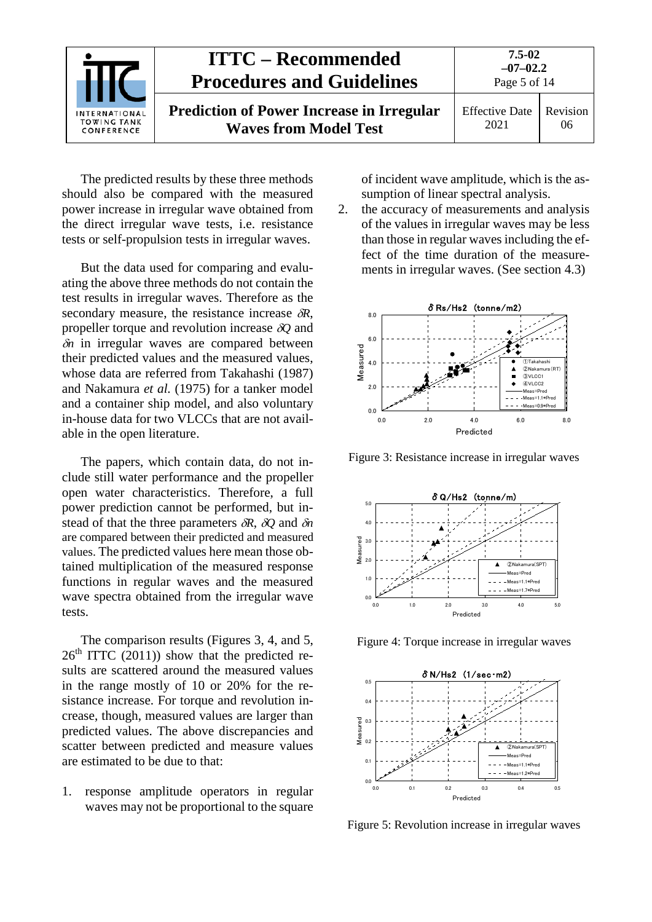The predicted results by these three methods should also be compared with the measured power increase in irregular wave obtained from the direct irregular wave tests, i.e. resistance tests or self-propulsion tests in irregular waves.

But the data used for comparing and evaluating the above three methods do not contain the test results in irregular waves. Therefore as the secondary measure, the resistance increase $\delta R$, propeller torque and revolution increase $\delta Q$ and $\delta n$ in irregular waves are compared between their predicted values and the measured values, whose data are referred from Takahashi (1987) and Nakamura *et al.* (1975) for a tanker model and a container ship model, and also voluntary in-house data for two VLCCs that are not available in the open literature.

The papers, which contain data, do not include still water performance and the propeller open water characteristics. Therefore, a full power prediction cannot be performed, but instead of that the three parameters $\delta R$, $\delta Q$ and $\delta n$ are compared between their predicted and measured values. The predicted values here mean those obtained multiplication of the measured response functions in regular waves and the measured wave spectra obtained from the irregular wave tests.

The comparison results (Figures 3, 4, and 5, 26th ITTC (2011)) show that the predicted results are scattered around the measured values in the range mostly of 10 or 20% for the resistance increase. For torque and revolution increase, though, measured values are larger than predicted values. The above discrepancies and scatter between predicted and measure values are estimated to be due to that:

1. response amplitude operators in regular waves may not be proportional to the square of incident wave amplitude, which is the assumption of linear spectral analysis.
2. the accuracy of measurements and analysis of the values in irregular waves may be less than those in regular waves including the effect of the time duration of the measurements in irregular waves. (See section 4.3)

δRs/Hs2 (tonne/m2)
Measured
Predicted
0.0
2.0
4.0
6.0
8.0
①Takahashi
②Nakamura (RT)
③VLCC1
④VLCC2
Meas=Pred
Meas=1.1*Pred
Meas=0.9*Pred

Figure 3: Resistance increase in irregular waves

δQ/Hs2 (tonne/m)
Measured
Predicted
0.0
1.0
2.0
3.0
4.0
5.0
②Nakamura(SPT)
Meas=Pred
Meas=1.1*Pred
Meas=1.7*Pred

Figure 4: Torque increase in irregular waves

δN/Hs2 (1/sec·m2)
Measured
Predicted
0.0
0.1
0.2
0.3
0.4
0.5
②Nakamura(SPT)
Meas=Pred
Meas=1.1*Pred
Meas=1.2*Pred

Figure 5: Revolution increase in irregular waves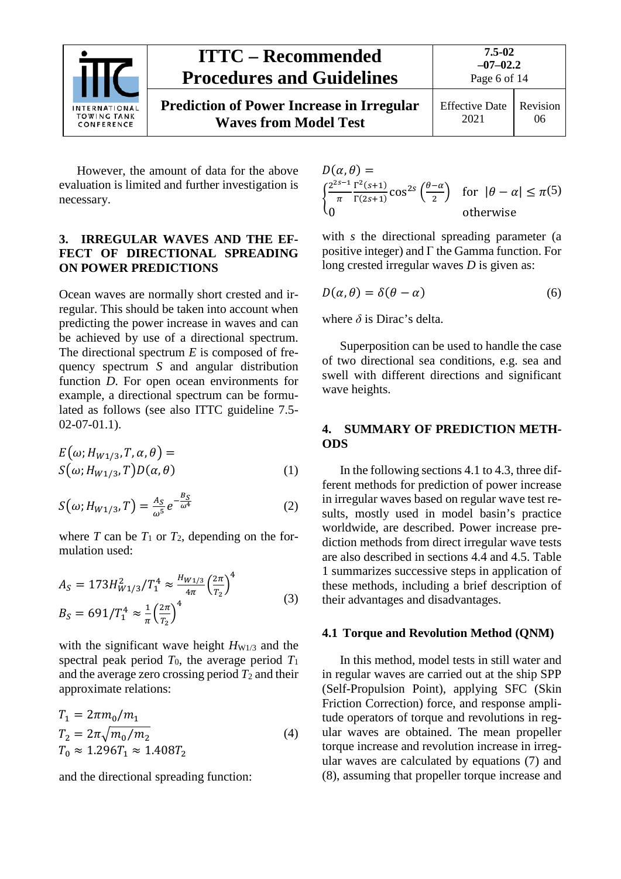However, the amount of data for the above evaluation is limited and further investigation is necessary.

## 3. IRREGULAR WAVES AND THE EFFECT OF DIRECTIONAL SPREADING ON POWER PREDICTIONS

Ocean waves are normally short crested and irregular. This should be taken into account when predicting the power increase in waves and can be achieved by use of a directional spectrum. The directional spectrum $E$ is composed of frequency spectrum $S$ and angular distribution function $D$. For open ocean environments for example, a directional spectrum can be formulated as follows (see also ITTC guideline 7.5-02-07-01.1).

$$E\left(\omega; H_{W1/3}, T, \alpha, \theta\right) = S\left(\omega; H_{W1/3}, T\right) D(\alpha, \theta) \tag{1}$$

$$S\left(\omega; H_{W1/3}, T\right) = \frac{A_S}{\omega^5} e^{-\frac{B_S}{\omega^4}} \tag{2}$$

where $T$ can be $T_1$ or $T_2$, depending on the formulation used:

$$\begin{aligned} A_S &= 173 H_{W1/3}^2 / T_1^4 \approx \frac{H_{W1/3}}{4\pi}\left(\frac{2\pi}{T_2}\right)^4 \\ B_S &= 691 / T_1^4 \approx \frac{1}{\pi}\left(\frac{2\pi}{T_2}\right)^4 \end{aligned} \tag{3}$$

with the significant wave height $H_{W1/3}$ and the spectral peak period $T_0$, the average period $T_1$ and the average zero crossing period $T_2$ and their approximate relations:

$$\begin{aligned} T_1 &= 2\pi m_0 / m_1 \\ T_2 &= 2\pi \sqrt{m_0 / m_2} \\ T_0 &\approx 1.296 T_1 \approx 1.408 T_2 \end{aligned} \tag{4}$$

and the directional spreading function:

$$D(\alpha, \theta) = \begin{cases} \frac{2^{2s-1}}{\pi} \frac{\Gamma^2(s+1)}{\Gamma(2s+1)} \cos^{2s}\left(\frac{\theta - \alpha}{2}\right) & \text{for } |\theta - \alpha| \leq \pi \\ 0 & \text{otherwise} \end{cases} \tag{5}$$

with $s$ the directional spreading parameter (a positive integer) and $\Gamma$ the Gamma function. For long crested irregular waves $D$ is given as:

$$D(\alpha, \theta) = \delta(\theta - \alpha) \tag{6}$$

where $\delta$ is Dirac's delta.

Superposition can be used to handle the case of two directional sea conditions, e.g. sea and swell with different directions and significant wave heights.

## 4. SUMMARY OF PREDICTION METHODS

In the following sections 4.1 to 4.3, three different methods for prediction of power increase in irregular waves based on regular wave test results, mostly used in model basin's practice worldwide, are described. Power increase prediction methods from direct irregular wave tests are also described in sections 4.4 and 4.5. Table 1 summarizes successive steps in application of these methods, including a brief description of their advantages and disadvantages.

### 4.1 Torque and Revolution Method (QNM)

In this method, model tests in still water and in regular waves are carried out at the ship SPP (Self-Propulsion Point), applying SFC (Skin Friction Correction) force, and response amplitude operators of torque and revolutions in regular waves are obtained. The mean propeller torque increase and revolution increase in irregular waves are calculated by equations (7) and (8), assuming that propeller torque increase and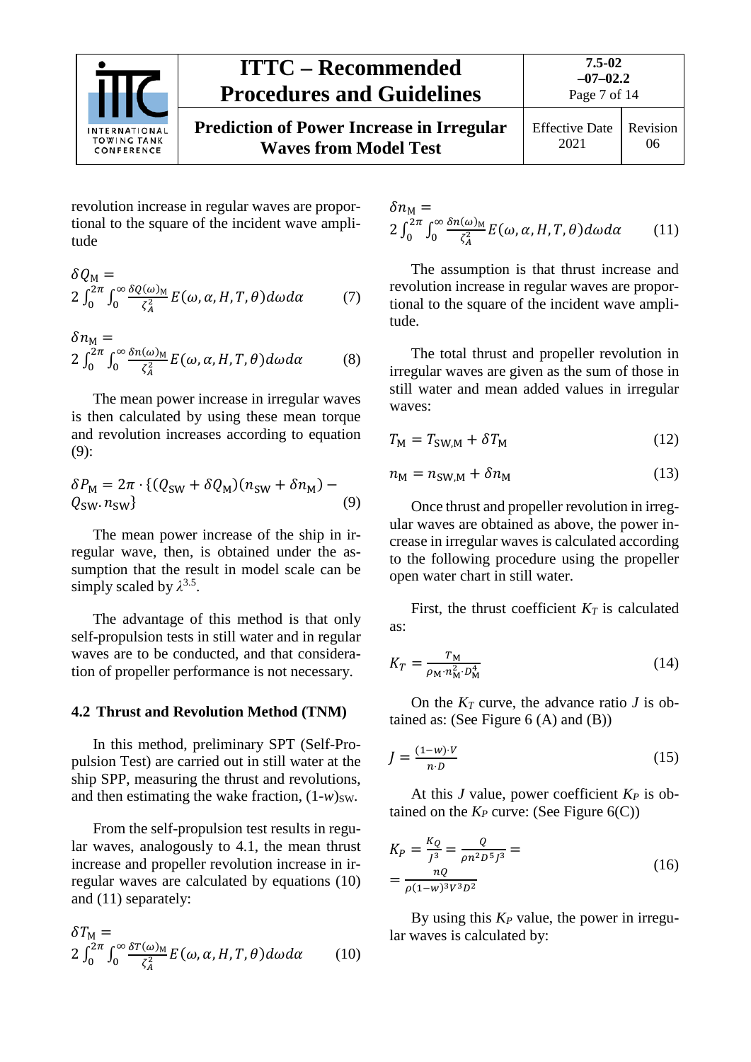revolution increase in regular waves are proportional to the square of the incident wave amplitude

$$\delta Q_{\mathrm{M}} = 2\int_0^{2\pi}\int_0^{\infty}\frac{\delta Q(\omega)_{\mathrm{M}}}{\zeta_A^2}E(\omega,\alpha,H,T,\theta)d\omega d\alpha \tag{7}$$

$$\delta n_{\mathrm{M}} = 2\int_0^{2\pi}\int_0^{\infty}\frac{\delta n(\omega)_{\mathrm{M}}}{\zeta_A^2}E(\omega,\alpha,H,T,\theta)d\omega d\alpha \tag{8}$$

The mean power increase in irregular waves is then calculated by using these mean torque and revolution increases according to equation (9):

$$\delta P_{\mathrm{M}} = 2\pi\cdot\{(Q_{\mathrm{SW}}+\delta Q_{\mathrm{M}})(n_{\mathrm{SW}}+\delta n_{\mathrm{M}}) - Q_{\mathrm{SW}}\cdot n_{\mathrm{SW}}\} \tag{9}$$

The mean power increase of the ship in irregular wave, then, is obtained under the assumption that the result in model scale can be simply scaled by $\lambda^{3.5}$.

The advantage of this method is that only self-propulsion tests in still water and in regular waves are to be conducted, and that consideration of propeller performance is not necessary.

## 4.2 Thrust and Revolution Method (TNM)

In this method, preliminary SPT (Self-Propulsion Test) are carried out in still water at the ship SPP, measuring the thrust and revolutions, and then estimating the wake fraction, $(1\text{-}w)_{\mathrm{SW}}$.

From the self-propulsion test results in regular waves, analogously to 4.1, the mean thrust increase and propeller revolution increase in irregular waves are calculated by equations (10) and (11) separately:

$$\delta T_{\mathrm{M}} = 2\int_0^{2\pi}\int_0^{\infty}\frac{\delta T(\omega)_{\mathrm{M}}}{\zeta_A^2}E(\omega,\alpha,H,T,\theta)d\omega d\alpha \tag{10}$$

$$\delta n_{\mathrm{M}} = 2\int_0^{2\pi}\int_0^{\infty}\frac{\delta n(\omega)_{\mathrm{M}}}{\zeta_A^2}E(\omega,\alpha,H,T,\theta)d\omega d\alpha \tag{11}$$

The assumption is that thrust increase and revolution increase in regular waves are proportional to the square of the incident wave amplitude.

The total thrust and propeller revolution in irregular waves are given as the sum of those in still water and mean added values in irregular waves:

$$T_{\mathrm{M}} = T_{\mathrm{SW,M}} + \delta T_{\mathrm{M}} \tag{12}$$

$$n_{\mathrm{M}} = n_{\mathrm{SW,M}} + \delta n_{\mathrm{M}} \tag{13}$$

Once thrust and propeller revolution in irregular waves are obtained as above, the power increase in irregular waves is calculated according to the following procedure using the propeller open water chart in still water.

First, the thrust coefficient $K_T$ is calculated as:

$$K_T = \frac{T_{\mathrm{M}}}{\rho_{\mathrm{M}}\cdot n_{\mathrm{M}}^2\cdot D_{\mathrm{M}}^4} \tag{14}$$

On the $K_T$ curve, the advance ratio $J$ is obtained as: (See Figure 6 (A) and (B))

$$J = \frac{(1-w)\cdot V}{n\cdot D} \tag{15}$$

At this $J$ value, power coefficient $K_P$ is obtained on the $K_P$ curve: (See Figure 6(C))

$$K_P = \frac{K_Q}{J^3} = \frac{Q}{\rho n^2 D^5 J^3} = = \frac{nQ}{\rho(1-w)^3 V^3 D^2} \tag{16}$$

By using this $K_P$ value, the power in irregular waves is calculated by: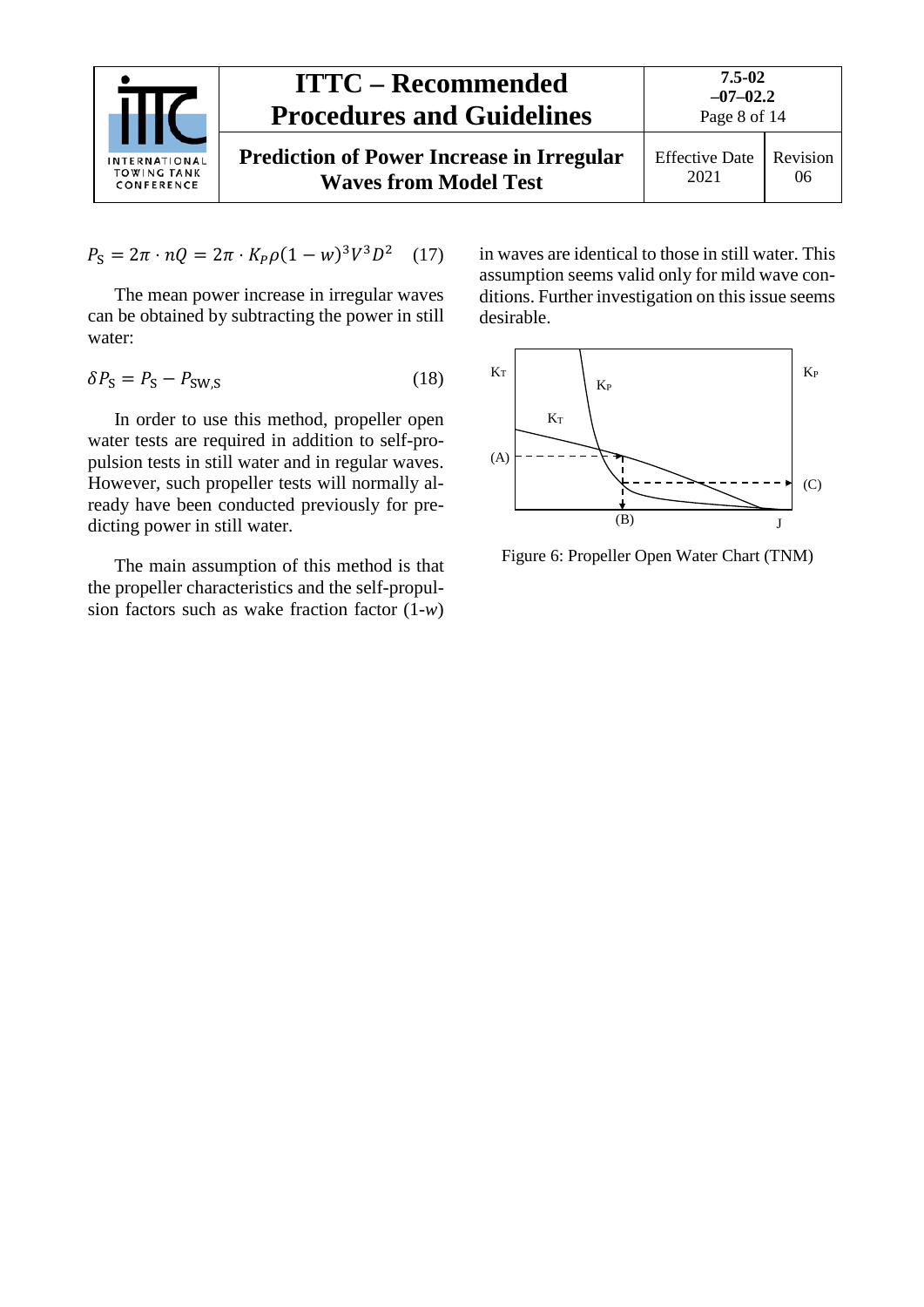$$P_S = 2\pi \cdot nQ = 2\pi \cdot K_P \rho (1-w)^3 V^3 D^2 \quad (17)$$

The mean power increase in irregular waves can be obtained by subtracting the power in still water:

$$\delta P_S = P_S - P_{SW,S} \quad (18)$$

In order to use this method, propeller open water tests are required in addition to self-propulsion tests in still water and in regular waves. However, such propeller tests will normally already have been conducted previously for predicting power in still water.

The main assumption of this method is that the propeller characteristics and the self-propulsion factors such as wake fraction factor (1-$w$) in waves are identical to those in still water. This assumption seems valid only for mild wave conditions. Further investigation on this issue seems desirable.

$K_T$

$K_P$

$K_P$

$K_T$

(A)

(B)

(C)

J

Figure 6: Propeller Open Water Chart (TNM)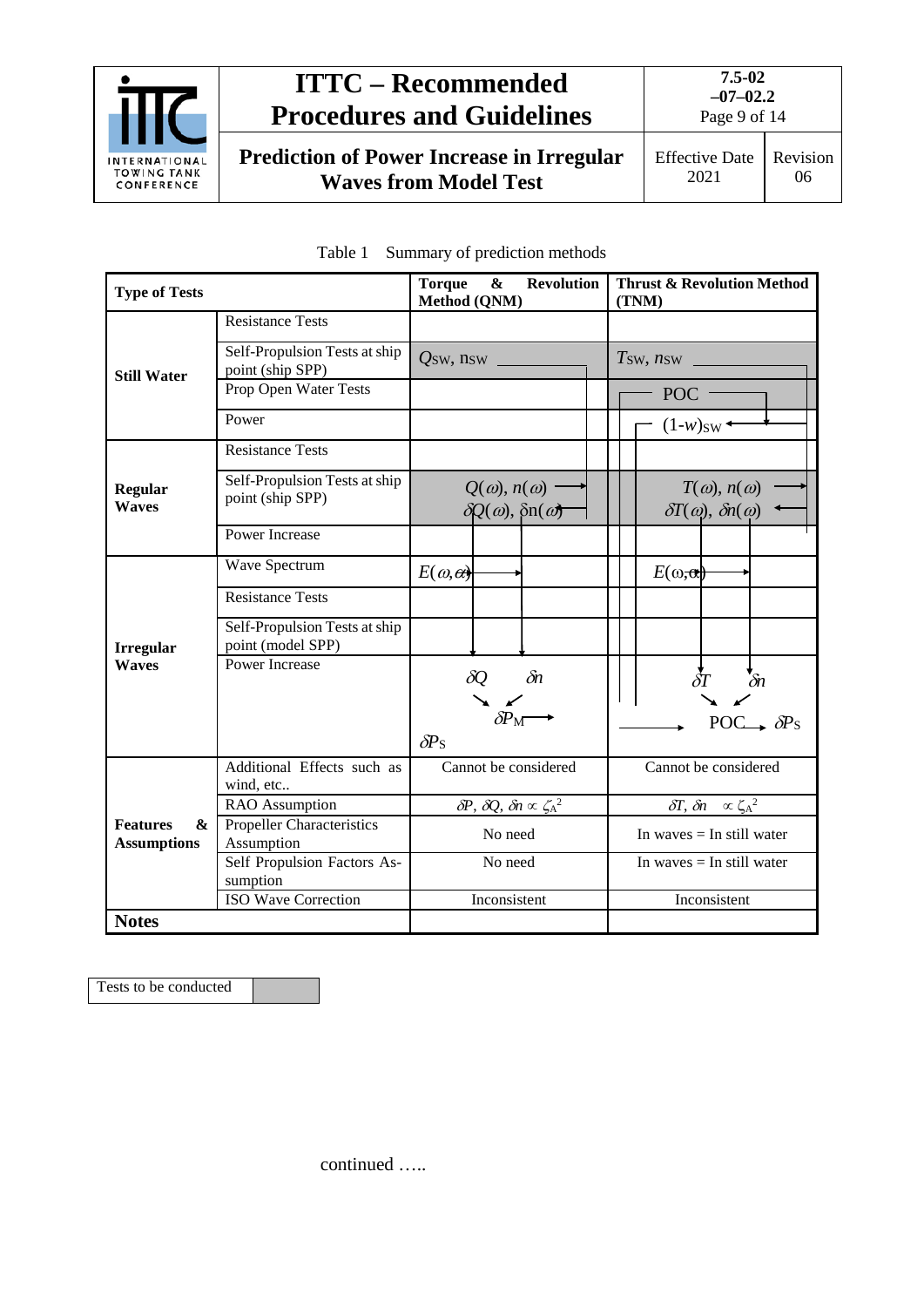Table 1 Summary of prediction methods

| Type of Tests | | Torque & Revolution Method (QNM) | Thrust & Revolution Method (TNM) |
|---|---|---|---|
| Still Water | Resistance Tests | | |
| | Self-Propulsion Tests at ship point (ship SPP) | $Q_{SW}$, $n_{SW}$ | $T_{SW}$, $n_{SW}$ |
| | Prop Open Water Tests | | POC |
| | Power | | $(1\text{-}w)_{SW}$ |
| Regular Waves | Resistance Tests | | |
| | Self-Propulsion Tests at ship point (ship SPP) | $Q(\omega)$, $n(\omega)$<br>$\delta Q(\omega)$, $\delta n(\omega)$ | $T(\omega)$, $n(\omega)$<br>$\delta T(\omega)$, $\delta n(\omega)$ |
| | Power Increase | | |
| Irregular Waves | Wave Spectrum | $E(\omega,\alpha)$ | $E(\omega,\alpha)$ |
| | Resistance Tests | | |
| | Self-Propulsion Tests at ship point (model SPP) | | |
| | Power Increase | $\delta Q$ $\delta n$ → $\delta P_M$ → $\delta P_S$ | $\delta T$ $\delta n$ → POC → $\delta P_S$ |
| Features & Assumptions | Additional Effects such as wind, etc.. | Cannot be considered | Cannot be considered |
| | RAO Assumption | $\delta P$, $\delta Q$, $\delta n \propto \zeta_A^2$ | $\delta T$, $\delta n \propto \zeta_A^2$ |
| | Propeller Characteristics Assumption | No need | In waves = In still water |
| | Self Propulsion Factors Assumption | No need | In waves = In still water |
| | ISO Wave Correction | Inconsistent | Inconsistent |
| **Notes** | | | |

| Tests to be conducted | (shaded) |
|---|---|

continued …..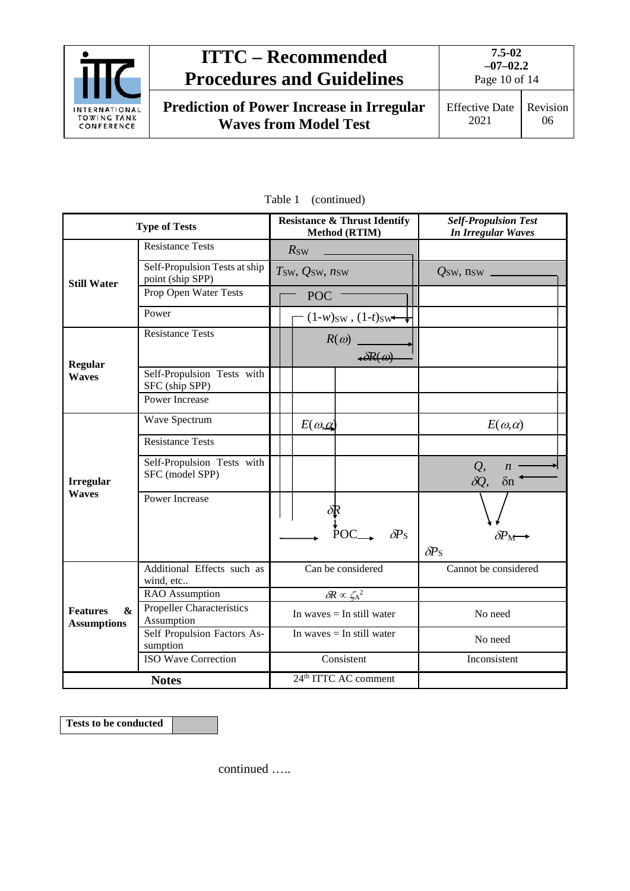Table 1 (continued)

| Type of Tests | | Resistance & Thrust Identify Method (RTIM) | *Self-Propulsion Test In Irregular Waves* |
|---|---|---|---|
| **Still Water** | Resistance Tests | $R_{SW}$ | |
| | Self-Propulsion Tests at ship point (ship SPP) | $T_{SW}$, $Q_{SW}$, $n_{SW}$ | $Q_{SW}$, $n_{SW}$ |
| | Prop Open Water Tests | POC | |
| | Power | $(1\text{-}w)_{SW}$ , $(1\text{-}t)_{SW}$ | |
| **Regular Waves** | Resistance Tests | $R(\omega)$<br>$\delta R(\omega)$ | |
| | Self-Propulsion Tests with SFC (ship SPP) | | |
| | Power Increase | | |
| **Irregular Waves** | Wave Spectrum | $E(\omega,\alpha)$ | $E(\omega,\alpha)$ |
| | Resistance Tests | | |
| | Self-Propulsion Tests with SFC (model SPP) | | $Q$, $n$<br>$\delta Q$, $\delta n$ |
| | Power Increase | $\delta R$<br>POC $\delta P_S$ | $\delta P_M$<br>$\delta P_S$ |
| **Features & Assumptions** | Additional Effects such as wind, etc.. | Can be considered | Cannot be considered |
| | RAO Assumption | $\delta R \propto \zeta_A^2$ | |
| | Propeller Characteristics Assumption | In waves = In still water | No need |
| | Self Propulsion Factors Assumption | In waves = In still water | No need |
| | ISO Wave Correction | Consistent | Inconsistent |
| **Notes** | | 24th ITTC AC comment | |

| **Tests to be conducted** | (shaded) |
|---|---|

continued …..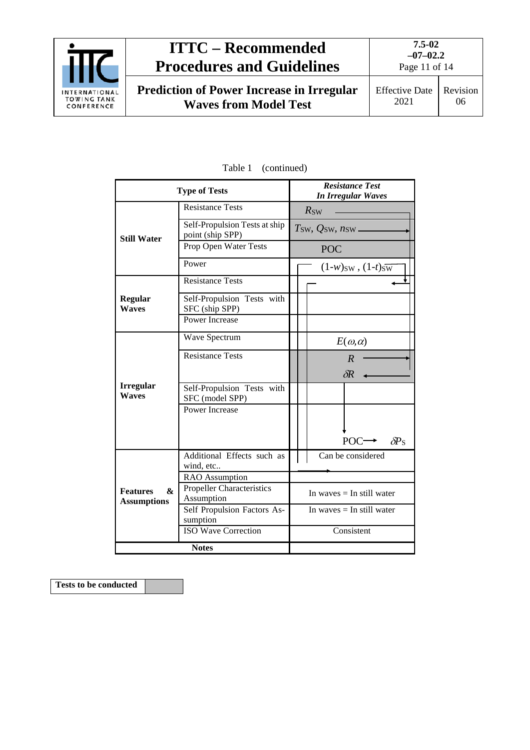Table 1 (continued)

| Type of Tests | | ***Resistance Test In Irregular Waves*** |
|---|---|---|
| **Still Water** | Resistance Tests | $R_{SW}$ |
| | Self-Propulsion Tests at ship point (ship SPP) | $T_{SW}$, $Q_{SW}$, $n_{SW}$ |
| | Prop Open Water Tests | POC |
| | Power | $(1\text{-}w)_{SW}$ , $(1\text{-}t)_{SW}$ |
| **Regular Waves** | Resistance Tests | |
| | Self-Propulsion Tests with SFC (ship SPP) | |
| | Power Increase | |
| **Irregular Waves** | Wave Spectrum | $E(\omega,\alpha)$ |
| | Resistance Tests | $R$ <br> $\delta R$ |
| | Self-Propulsion Tests with SFC (model SPP) | |
| | Power Increase | POC → $\delta P_S$ |
| **Features & Assumptions** | Additional Effects such as wind, etc.. | Can be considered |
| | RAO Assumption | |
| | Propeller Characteristics Assumption | In waves = In still water |
| | Self Propulsion Factors Assumption | In waves = In still water |
| | ISO Wave Correction | Consistent |
| **Notes** | | |

| **Tests to be conducted** | |
|---|---|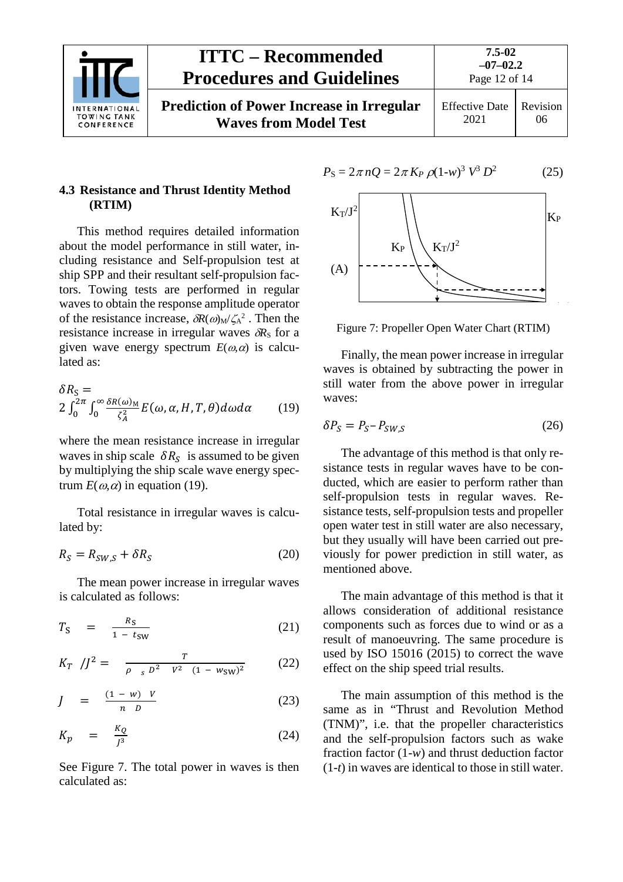### 4.3 Resistance and Thrust Identity Method (RTIM)

This method requires detailed information about the model performance in still water, including resistance and Self-propulsion test at ship SPP and their resultant self-propulsion factors. Towing tests are performed in regular waves to obtain the response amplitude operator of the resistance increase, $\delta R(\omega)_M/\zeta_A^2$ . Then the resistance increase in irregular waves $\delta R_S$ for a given wave energy spectrum $E(\omega,\alpha)$ is calculated as:

$$\delta R_S = 2\int_0^{2\pi}\int_0^{\infty}\frac{\delta R(\omega)_M}{\zeta_A^2}E(\omega,\alpha,H,T,\theta)d\omega d\alpha \qquad (19)$$

where the mean resistance increase in irregular waves in ship scale $\delta R_S$ is assumed to be given by multiplying the ship scale wave energy spectrum $E(\omega,\alpha)$ in equation (19).

Total resistance in irregular waves is calculated by:

$$R_S = R_{SW,S} + \delta R_S \qquad (20)$$

The mean power increase in irregular waves is calculated as follows:

$$T_S = \frac{R_S}{1 - t_{SW}} \qquad (21)$$

$$K_T / J^2 = \frac{T}{\rho_S D^2 V^2 (1 - w_{SW})^2} \qquad (22)$$

$$J = \frac{(1 - w)V}{nD} \qquad (23)$$

$$K_p = \frac{K_Q}{J^3} \qquad (24)$$

See Figure 7. The total power in waves is then calculated as:

$$P_S = 2\pi nQ = 2\pi K_P \rho(1-w)^3 V^3 D^2 \qquad (25)$$

$K_T/J^2$

$K_P$

$K_P$

$K_T/J^2$

(A)

Figure 7: Propeller Open Water Chart (RTIM)

Finally, the mean power increase in irregular waves is obtained by subtracting the power in still water from the above power in irregular waves:

$$\delta P_S = P_S - P_{SW,S} \qquad (26)$$

The advantage of this method is that only resistance tests in regular waves have to be conducted, which are easier to perform rather than self-propulsion tests in regular waves. Resistance tests, self-propulsion tests and propeller open water test in still water are also necessary, but they usually will have been carried out previously for power prediction in still water, as mentioned above.

The main advantage of this method is that it allows consideration of additional resistance components such as forces due to wind or as a result of manoeuvring. The same procedure is used by ISO 15016 (2015) to correct the wave effect on the ship speed trial results.

The main assumption of this method is the same as in "Thrust and Revolution Method (TNM)", i.e. that the propeller characteristics and the self-propulsion factors such as wake fraction factor (1-$w$) and thrust deduction factor (1-$t$) in waves are identical to those in still water.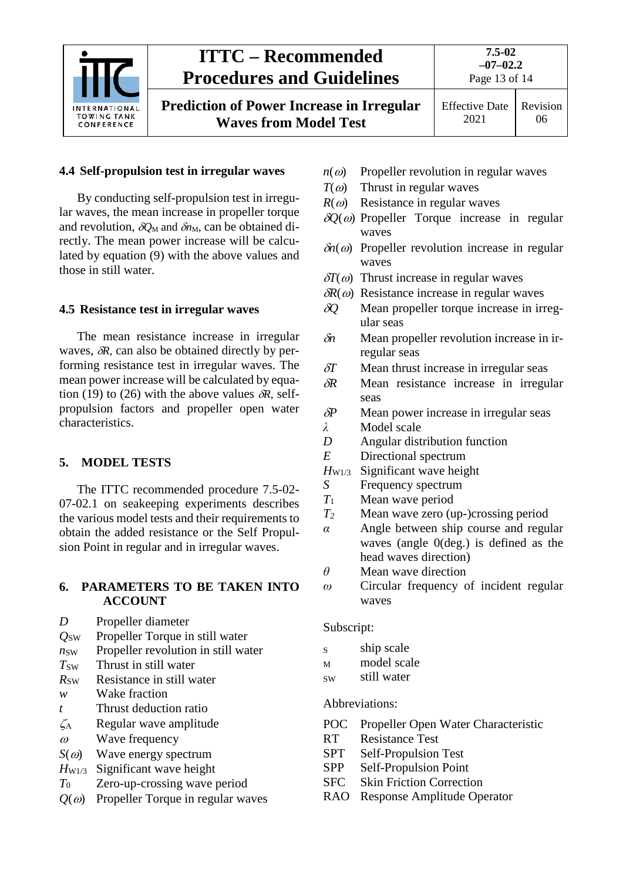### 4.4 Self-propulsion test in irregular waves

By conducting self-propulsion test in irregular waves, the mean increase in propeller torque and revolution, $\delta Q_M$ and $\delta n_M$, can be obtained directly. The mean power increase will be calculated by equation (9) with the above values and those in still water.

### 4.5 Resistance test in irregular waves

The mean resistance increase in irregular waves, $\delta R$, can also be obtained directly by performing resistance test in irregular waves. The mean power increase will be calculated by equation (19) to (26) with the above values $\delta R$, self-propulsion factors and propeller open water characteristics.

## 5. MODEL TESTS

The ITTC recommended procedure 7.5-02-07-02.1 on seakeeping experiments describes the various model tests and their requirements to obtain the added resistance or the Self Propulsion Point in regular and in irregular waves.

## 6. PARAMETERS TO BE TAKEN INTO ACCOUNT

| | |
|---|---|
| $D$ | Propeller diameter |
| $Q_{SW}$ | Propeller Torque in still water |
| $n_{SW}$ | Propeller revolution in still water |
| $T_{SW}$ | Thrust in still water |
| $R_{SW}$ | Resistance in still water |
| $w$ | Wake fraction |
| $t$ | Thrust deduction ratio |
| $\zeta_A$ | Regular wave amplitude |
| $\omega$ | Wave frequency |
| $S(\omega)$ | Wave energy spectrum |
| $H_{W1/3}$ | Significant wave height |
| $T_0$ | Zero-up-crossing wave period |
| $Q(\omega)$ | Propeller Torque in regular waves |
| $n(\omega)$ | Propeller revolution in regular waves |
| $T(\omega)$ | Thrust in regular waves |
| $R(\omega)$ | Resistance in regular waves |
| $\delta Q(\omega)$ | Propeller Torque increase in regular waves |
| $\delta n(\omega)$ | Propeller revolution increase in regular waves |
| $\delta T(\omega)$ | Thrust increase in regular waves |
| $\delta R(\omega)$ | Resistance increase in regular waves |
| $\delta Q$ | Mean propeller torque increase in irregular seas |
| $\delta n$ | Mean propeller revolution increase in irregular seas |
| $\delta T$ | Mean thrust increase in irregular seas |
| $\delta R$ | Mean resistance increase in irregular seas |
| $\delta P$ | Mean power increase in irregular seas |
| $\lambda$ | Model scale |
| $D$ | Angular distribution function |
| $E$ | Directional spectrum |
| $H_{W1/3}$ | Significant wave height |
| $S$ | Frequency spectrum |
| $T_1$ | Mean wave period |
| $T_2$ | Mean wave zero (up-)crossing period |
| $\alpha$ | Angle between ship course and regular waves (angle 0(deg.) is defined as the head waves direction) |
| $\theta$ | Mean wave direction |
| $\omega$ | Circular frequency of incident regular waves |

Subscript:

| | |
|---|---|
| S | ship scale |
| M | model scale |
| SW | still water |

Abbreviations:

| | |
|---|---|
| POC | Propeller Open Water Characteristic |
| RT | Resistance Test |
| SPT | Self-Propulsion Test |
| SPP | Self-Propulsion Point |
| SFC | Skin Friction Correction |
| RAO | Response Amplitude Operator |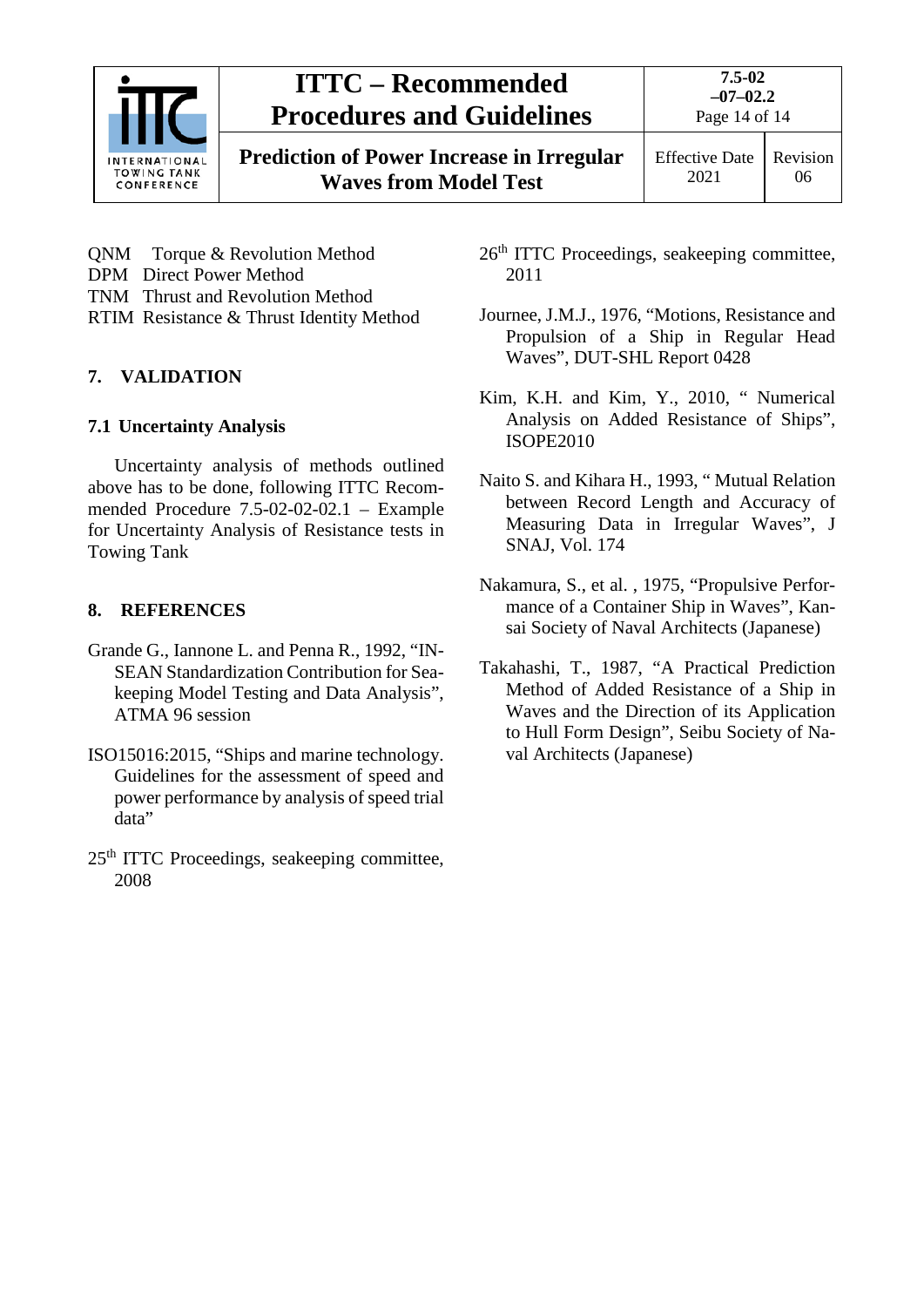QNM Torque & Revolution Method
DPM Direct Power Method
TNM Thrust and Revolution Method
RTIM Resistance & Thrust Identity Method

## 7. VALIDATION

### 7.1 Uncertainty Analysis

Uncertainty analysis of methods outlined above has to be done, following ITTC Recommended Procedure 7.5-02-02-02.1 – Example for Uncertainty Analysis of Resistance tests in Towing Tank

## 8. REFERENCES

Grande G., Iannone L. and Penna R., 1992, "INSEAN Standardization Contribution for Seakeeping Model Testing and Data Analysis", ATMA 96 session

ISO15016:2015, "Ships and marine technology. Guidelines for the assessment of speed and power performance by analysis of speed trial data"

25th ITTC Proceedings, seakeeping committee, 2008

26th ITTC Proceedings, seakeeping committee, 2011

Journee, J.M.J., 1976, "Motions, Resistance and Propulsion of a Ship in Regular Head Waves", DUT-SHL Report 0428

Kim, K.H. and Kim, Y., 2010, " Numerical Analysis on Added Resistance of Ships", ISOPE2010

Naito S. and Kihara H., 1993, " Mutual Relation between Record Length and Accuracy of Measuring Data in Irregular Waves", J SNAJ, Vol. 174

Nakamura, S., et al. , 1975, "Propulsive Performance of a Container Ship in Waves", Kansai Society of Naval Architects (Japanese)

Takahashi, T., 1987, "A Practical Prediction Method of Added Resistance of a Ship in Waves and the Direction of its Application to Hull Form Design", Seibu Society of Naval Architects (Japanese)